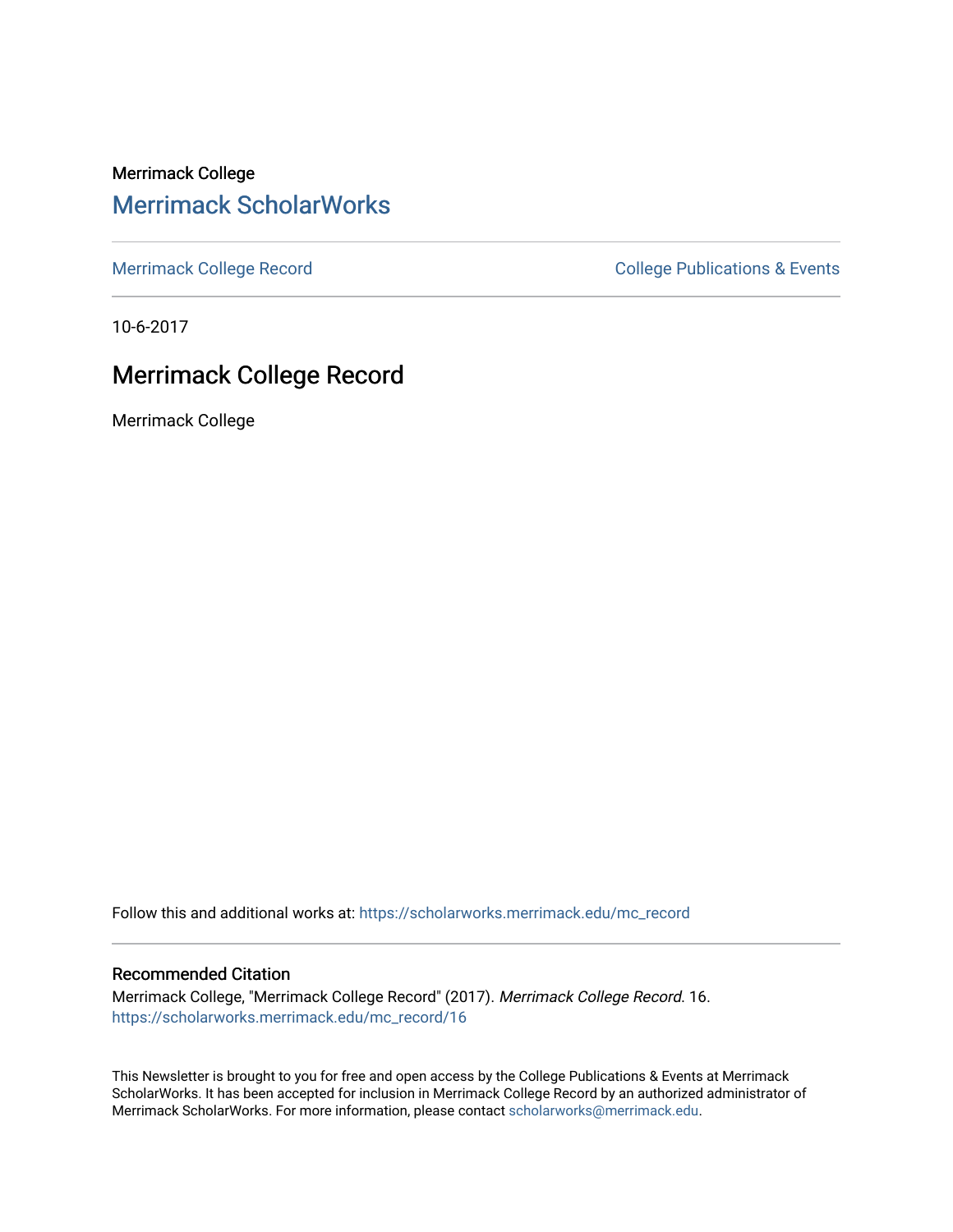Merrimack College

## Merrimack ScholarWorks

Merrimack College Record

College Publications & Events

10-6-2017

# Merrimack College Record

Merrimack College

Follow this and additional works at: https://scholarworks.merrimack.edu/mc_record

### Recommended Citation

Merrimack College, "Merrimack College Record" (2017). *Merrimack College Record*. 16.
https://scholarworks.merrimack.edu/mc_record/16

This Newsletter is brought to you for free and open access by the College Publications & Events at Merrimack ScholarWorks. It has been accepted for inclusion in Merrimack College Record by an authorized administrator of Merrimack ScholarWorks. For more information, please contact scholarworks@merrimack.edu.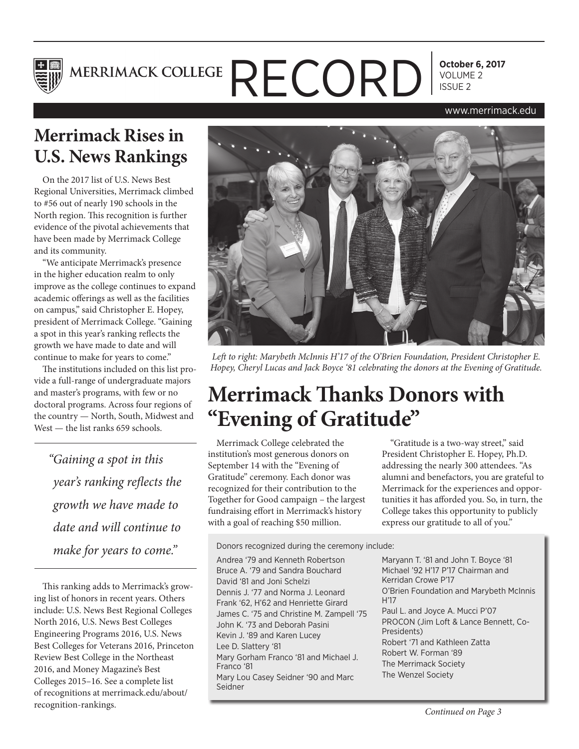# MERRIMACK COLLEGE RECORD

**October 6, 2017**
VOLUME 2
ISSUE 2

www.merrimack.edu

## Merrimack Rises in U.S. News Rankings

On the 2017 list of U.S. News Best Regional Universities, Merrimack climbed to #56 out of nearly 190 schools in the North region. This recognition is further evidence of the pivotal achievements that have been made by Merrimack College and its community.

"We anticipate Merrimack's presence in the higher education realm to only improve as the college continues to expand academic offerings as well as the facilities on campus," said Christopher E. Hopey, president of Merrimack College. "Gaining a spot in this year's ranking reflects the growth we have made to date and will continue to make for years to come."

The institutions included on this list provide a full-range of undergraduate majors and master's programs, with few or no doctoral programs. Across four regions of the country — North, South, Midwest and West — the list ranks 659 schools.

> *"Gaining a spot in this year's ranking reflects the growth we have made to date and will continue to make for years to come."*

This ranking adds to Merrimack's growing list of honors in recent years. Others include: U.S. News Best Regional Colleges North 2016, U.S. News Best Colleges Engineering Programs 2016, U.S. News Best Colleges for Veterans 2016, Princeton Review Best College in the Northeast 2016, and Money Magazine's Best Colleges 2015–16. See a complete list of recognitions at merrimack.edu/about/recognition-rankings.

*Left to right: Marybeth McInnis H'17 of the O'Brien Foundation, President Christopher E. Hopey, Cheryl Lucas and Jack Boyce '81 celebrating the donors at the Evening of Gratitude.*

## Merrimack Thanks Donors with "Evening of Gratitude"

Merrimack College celebrated the institution's most generous donors on September 14 with the "Evening of Gratitude" ceremony. Each donor was recognized for their contribution to the Together for Good campaign – the largest fundraising effort in Merrimack's history with a goal of reaching $50 million.

"Gratitude is a two-way street," said President Christopher E. Hopey, Ph.D. addressing the nearly 300 attendees. "As alumni and benefactors, you are grateful to Merrimack for the experiences and opportunities it has afforded you. So, in turn, the College takes this opportunity to publicly express our gratitude to all of you."

Donors recognized during the ceremony include:

- Andrea '79 and Kenneth Robertson
- Bruce A. '79 and Sandra Bouchard
- David '81 and Joni Schelzi
- Dennis J. '77 and Norma J. Leonard
- Frank '62, H'62 and Henriette Girard
- James C. '75 and Christine M. Zampell '75
- John K. '73 and Deborah Pasini
- Kevin J. '89 and Karen Lucey
- Lee D. Slattery '81
- Mary Gorham Franco '81 and Michael J. Franco '81
- Mary Lou Casey Seidner '90 and Marc Seidner
- Maryann T. '81 and John T. Boyce '81
- Michael '92 H'17 P'17 Chairman and Kerridan Crowe P'17
- O'Brien Foundation and Marybeth McInnis H'17
- Paul L. and Joyce A. Mucci P'07
- PROCON (Jim Loft & Lance Bennett, Co-Presidents)
- Robert '71 and Kathleen Zatta
- Robert W. Forman '89
- The Merrimack Society
- The Wenzel Society

*Continued on Page 3*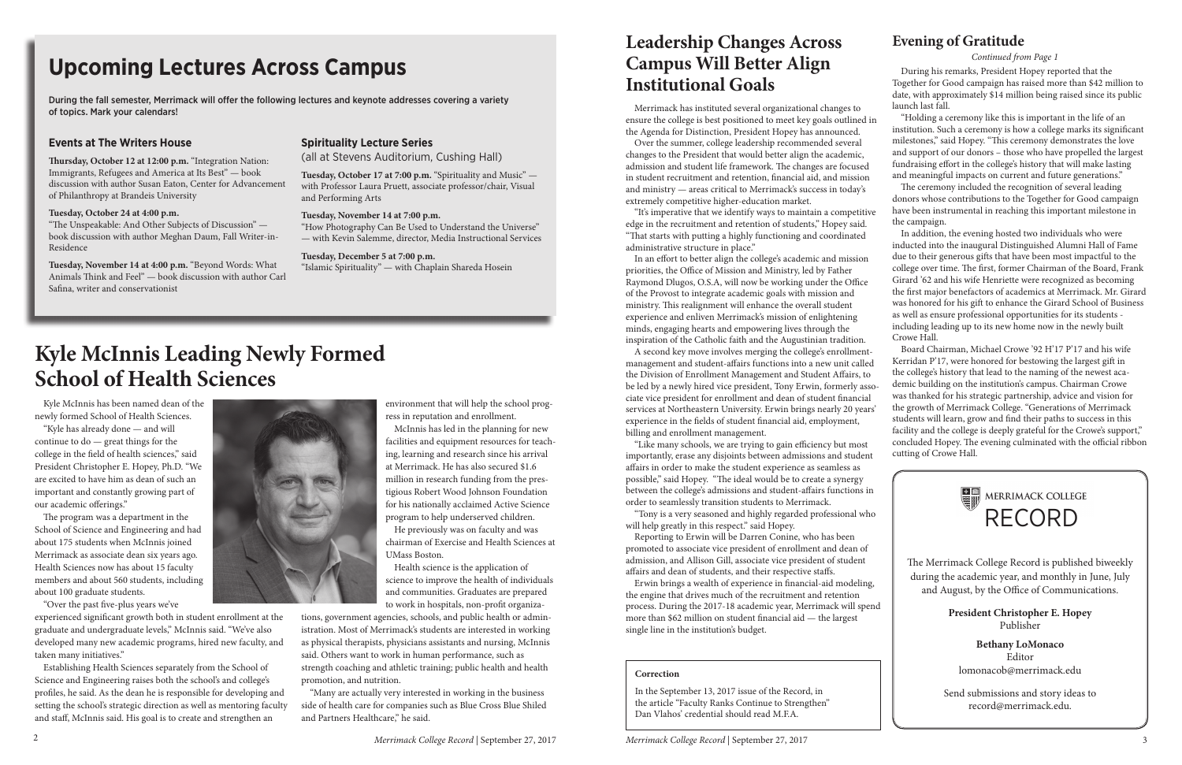## Upcoming Lectures Across Campus

During the fall semester, Merrimack will offer the following lectures and keynote addresses covering a variety of topics. Mark your calendars!

#### Events at The Writers House

**Thursday, October 12 at 12:00 p.m.** "Integration Nation: Immigrants, Refugees and America at Its Best" — book discussion with author Susan Eaton, Center for Advancement of Philanthropy at Brandeis University

**Tuesday, October 24 at 4:00 p.m.**
"The Unspeakable: And Other Subjects of Discussion" — book discussion with author Meghan Daum, Fall Writer-in-Residence

**Tuesday, November 14 at 4:00 p.m.** "Beyond Words: What Animals Think and Feel" — book discussion with author Carl Safina, writer and conservationist

#### Spirituality Lecture Series
(all at Stevens Auditorium, Cushing Hall)

**Tuesday, October 17 at 7:00 p.m.** "Spirituality and Music" — with Professor Laura Pruett, associate professor/chair, Visual and Performing Arts

**Tuesday, November 14 at 7:00 p.m.**
"How Photography Can Be Used to Understand the Universe" — with Kevin Salemme, director, Media Instructional Services

**Tuesday, December 5 at 7:00 p.m.**
"Islamic Spirituality" — with Chaplain Shareda Hosein

# Kyle McInnis Leading Newly Formed School of Health Sciences

Kyle McInnis has been named dean of the newly formed School of Health Sciences.

"Kyle has already done — and will continue to do — great things for the college in the field of health sciences," said President Christopher E. Hopey, Ph.D. "We are excited to have him as dean of such an important and constantly growing part of our academic offerings."

The program was a department in the School of Science and Engineering and had about 175 students when McInnis joined Merrimack as associate dean six years ago. Health Sciences now has about 15 faculty members and about 560 students, including about 100 graduate students.

"Over the past five-plus years we've experienced significant growth both in student enrollment at the graduate and undergraduate levels," McInnis said. "We've also developed many new academic programs, hired new faculty, and taken many initiatives."

Establishing Health Sciences separately from the School of Science and Engineering raises both the school's and college's profiles, he said. As the dean he is responsible for developing and setting the school's strategic direction as well as mentoring faculty and staff, McInnis said. His goal is to create and strengthen an environment that will help the school progress in reputation and enrollment.

McInnis has led in the planning for new facilities and equipment resources for teaching, learning and research since his arrival at Merrimack. He has also secured $1.6 million in research funding from the prestigious Robert Wood Johnson Foundation for his nationally acclaimed Active Science program to help underserved children.

He previously was on faculty and was chairman of Exercise and Health Sciences at UMass Boston.

Health science is the application of science to improve the health of individuals and communities. Graduates are prepared to work in hospitals, non-profit organizations, government agencies, schools, and public health or administration. Most of Merrimack's students are interested in working as physical therapists, physicians assistants and nursing, McInnis said. Others want to work in human performance, such as strength coaching and athletic training; public health and health promotion, and nutrition.

"Many are actually very interested in working in the business side of health care for companies such as Blue Cross Blue Shiled and Partners Healthcare," he said.

# Leadership Changes Across Campus Will Better Align Institutional Goals

Merrimack has instituted several organizational changes to ensure the college is best positioned to meet key goals outlined in the Agenda for Distinction, President Hopey has announced.

Over the summer, college leadership recommended several changes to the President that would better align the academic, admission and student life framework. The changes are focused in student recruitment and retention, financial aid, and mission and ministry — areas critical to Merrimack's success in today's extremely competitive higher-education market.

"It's imperative that we identify ways to maintain a competitive edge in the recruitment and retention of students," Hopey said. "That starts with putting a highly functioning and coordinated administrative structure in place."

In an effort to better align the college's academic and mission priorities, the Office of Mission and Ministry, led by Father Raymond Dlugos, O.S.A, will now be working under the Office of the Provost to integrate academic goals with mission and ministry. This realignment will enhance the overall student experience and enliven Merrimack's mission of enlightening minds, engaging hearts and empowering lives through the inspiration of the Catholic faith and the Augustinian tradition.

A second key move involves merging the college's enrollment-management and student-affairs functions into a new unit called the Division of Enrollment Management and Student Affairs, to be led by a newly hired vice president, Tony Erwin, formerly associate vice president for enrollment and dean of student financial services at Northeastern University. Erwin brings nearly 20 years' experience in the fields of student financial aid, employment, billing and enrollment management.

"Like many schools, we are trying to gain efficiency but most importantly, erase any disjoints between admissions and student affairs in order to make the student experience as seamless as possible," said Hopey. "The ideal would be to create a synergy between the college's admissions and student-affairs functions in order to seamlessly transition students to Merrimack.

"Tony is a very seasoned and highly regarded professional who will help greatly in this respect." said Hopey.

Reporting to Erwin will be Darren Conine, who has been promoted to associate vice president of enrollment and dean of admission, and Allison Gill, associate vice president of student affairs and dean of students, and their respective staffs.

Erwin brings a wealth of experience in financial-aid modeling, the engine that drives much of the recruitment and retention process. During the 2017-18 academic year, Merrimack will spend more than $62 million on student financial aid — the largest single line in the institution's budget.

**Correction**

In the September 13, 2017 issue of the Record, in the article "Faculty Ranks Continue to Strengthen" Dan Vlahos' credential should read M.F.A.

## Evening of Gratitude

*Continued from Page 1*

During his remarks, President Hopey reported that the Together for Good campaign has raised more than $42 million to date, with approximately $14 million being raised since its public launch last fall.

"Holding a ceremony like this is important in the life of an institution. Such a ceremony is how a college marks its significant milestones," said Hopey. "This ceremony demonstrates the love and support of our donors – those who have propelled the largest fundraising effort in the college's history that will make lasting and meaningful impacts on current and future generations."

The ceremony included the recognition of several leading donors whose contributions to the Together for Good campaign have been instrumental in reaching this important milestone in the campaign.

In addition, the evening hosted two individuals who were inducted into the inaugural Distinguished Alumni Hall of Fame due to their generous gifts that have been most impactful to the college over time. The first, former Chairman of the Board, Frank Girard '62 and his wife Henriette were recognized as becoming the first major benefactors of academics at Merrimack. Mr. Girard was honored for his gift to enhance the Girard School of Business as well as ensure professional opportunities for its students - including leading up to its new home now in the newly built Crowe Hall.

Board Chairman, Michael Crowe '92 H'17 P'17 and his wife Kerridan P'17, were honored for bestowing the largest gift in the college's history that lead to the naming of the newest academic building on the institution's campus. Chairman Crowe was thanked for his strategic partnership, advice and vision for the growth of Merrimack College. "Generations of Merrimack students will learn, grow and find their paths to success in this facility and the college is deeply grateful for the Crowe's support," concluded Hopey. The evening culminated with the official ribbon cutting of Crowe Hall.

MERRIMACK COLLEGE
RECORD

The Merrimack College Record is published biweekly during the academic year, and monthly in June, July and August, by the Office of Communications.

**President Christopher E. Hopey**
Publisher

**Bethany LoMonaco**
Editor
lomonacob@merrimack.edu

Send submissions and story ideas to record@merrimack.edu.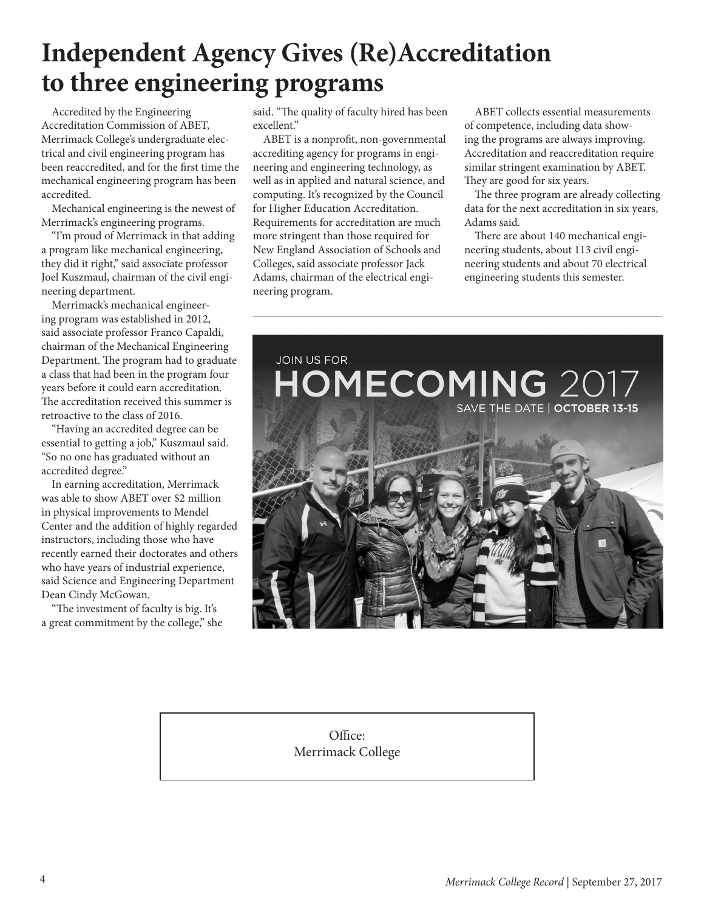# Independent Agency Gives (Re)Accreditation to three engineering programs

Accredited by the Engineering Accreditation Commission of ABET, Merrimack College's undergraduate electrical and civil engineering program has been reaccredited, and for the first time the mechanical engineering program has been accredited.

Mechanical engineering is the newest of Merrimack's engineering programs.

"I'm proud of Merrimack in that adding a program like mechanical engineering, they did it right," said associate professor Joel Kuszmaul, chairman of the civil engineering department.

Merrimack's mechanical engineering program was established in 2012, said associate professor Franco Capaldi, chairman of the Mechanical Engineering Department. The program had to graduate a class that had been in the program four years before it could earn accreditation. The accreditation received this summer is retroactive to the class of 2016.

"Having an accredited degree can be essential to getting a job," Kuszmaul said. "So no one has graduated without an accredited degree."

In earning accreditation, Merrimack was able to show ABET over $2 million in physical improvements to Mendel Center and the addition of highly regarded instructors, including those who have recently earned their doctorates and others who have years of industrial experience, said Science and Engineering Department Dean Cindy McGowan.

"The investment of faculty is big. It's a great commitment by the college," she said. "The quality of faculty hired has been excellent."

ABET is a nonprofit, non-governmental accrediting agency for programs in engineering and engineering technology, as well as in applied and natural science, and computing. It's recognized by the Council for Higher Education Accreditation. Requirements for accreditation are much more stringent than those required for New England Association of Schools and Colleges, said associate professor Jack Adams, chairman of the electrical engineering program.

ABET collects essential measurements of competence, including data showing the programs are always improving. Accreditation and reaccreditation require similar stringent examination by ABET. They are good for six years.

The three program are already collecting data for the next accreditation in six years, Adams said.

There are about 140 mechanical engineering students, about 113 civil engineering students and about 70 electrical engineering students this semester.

---

JOIN US FOR

HOMECOMING 2017

SAVE THE DATE | **OCTOBER 13-15**

---

Office:
Merrimack College